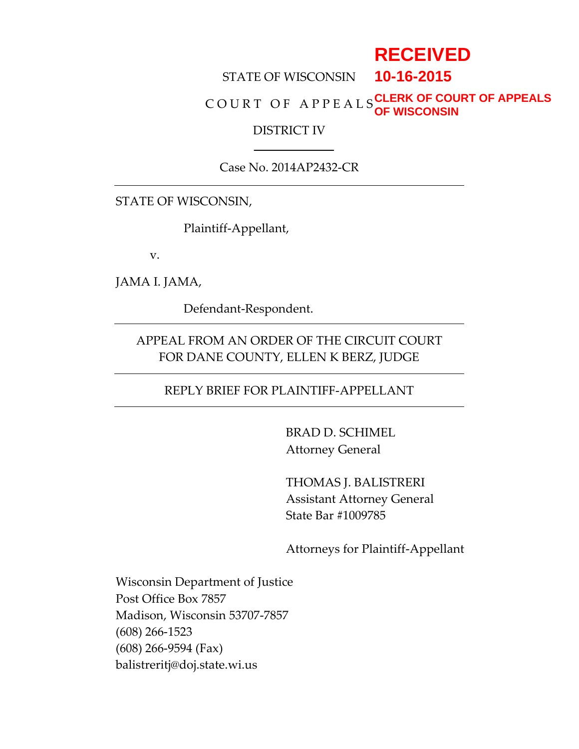RECEIVED
10-16-2015
CLERK OF COURT OF APPEALS
OF WISCONSIN

STATE OF WISCONSIN

C O U R T O F A P P E A L S

DISTRICT IV

---

Case No. 2014AP2432-CR

---

STATE OF WISCONSIN,

Plaintiff-Appellant,

v.

JAMA I. JAMA,

Defendant-Respondent.

---

APPEAL FROM AN ORDER OF THE CIRCUIT COURT FOR DANE COUNTY, ELLEN K BERZ, JUDGE

---

REPLY BRIEF FOR PLAINTIFF-APPELLANT

---

BRAD D. SCHIMEL
Attorney General

THOMAS J. BALISTRERI
Assistant Attorney General
State Bar #1009785

Attorneys for Plaintiff-Appellant

Wisconsin Department of Justice
Post Office Box 7857
Madison, Wisconsin 53707-7857
(608) 266-1523
(608) 266-9594 (Fax)
balistreritj@doj.state.wi.us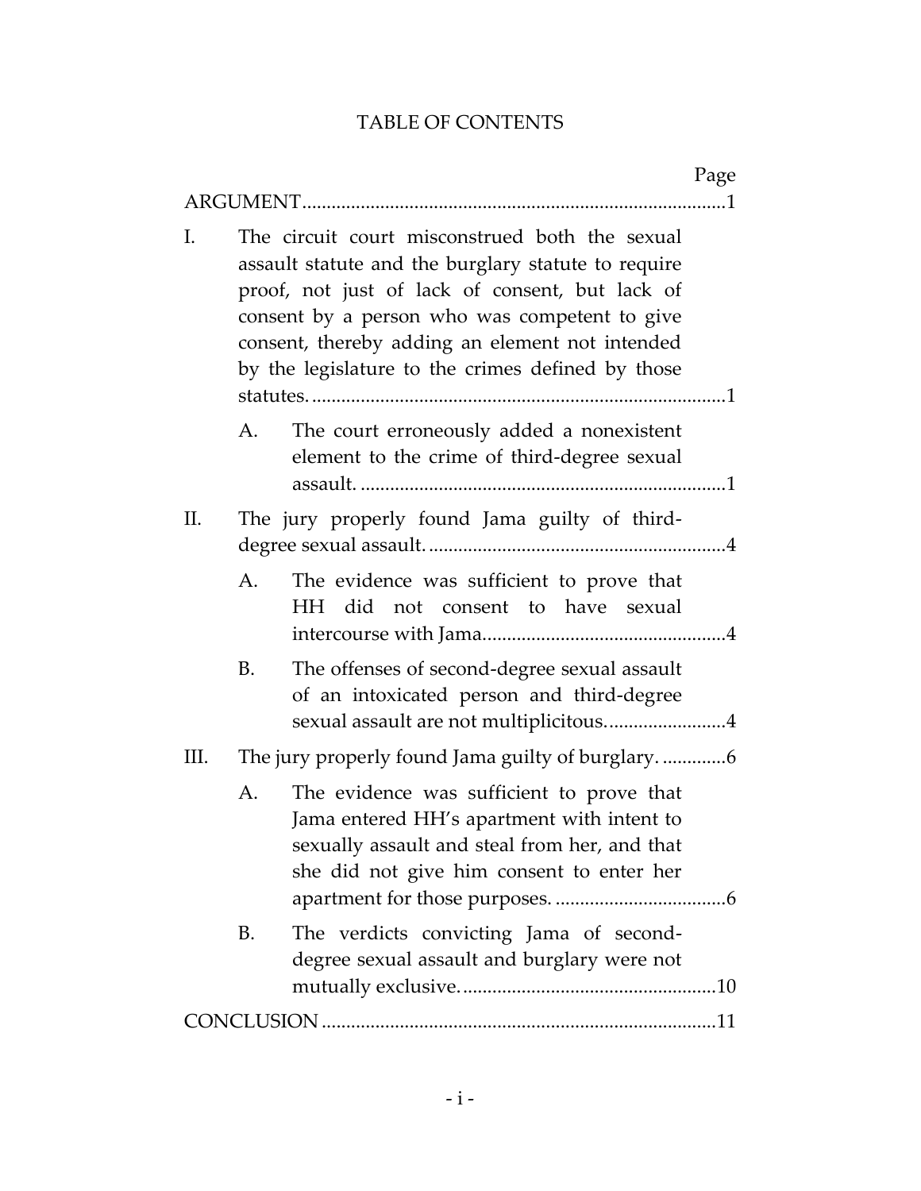# TABLE OF CONTENTS

| | Page |
|---|---|
| ARGUMENT | 1 |
| I. The circuit court misconstrued both the sexual assault statute and the burglary statute to require proof, not just of lack of consent, but lack of consent by a person who was competent to give consent, thereby adding an element not intended by the legislature to the crimes defined by those statutes. | 1 |
| A. The court erroneously added a nonexistent element to the crime of third-degree sexual assault. | 1 |
| II. The jury properly found Jama guilty of third-degree sexual assault. | 4 |
| A. The evidence was sufficient to prove that HH did not consent to have sexual intercourse with Jama. | 4 |
| B. The offenses of second-degree sexual assault of an intoxicated person and third-degree sexual assault are not multiplicitous. | 4 |
| III. The jury properly found Jama guilty of burglary. | 6 |
| A. The evidence was sufficient to prove that Jama entered HH's apartment with intent to sexually assault and steal from her, and that she did not give him consent to enter her apartment for those purposes. | 6 |
| B. The verdicts convicting Jama of second-degree sexual assault and burglary were not mutually exclusive. | 10 |
| CONCLUSION | 11 |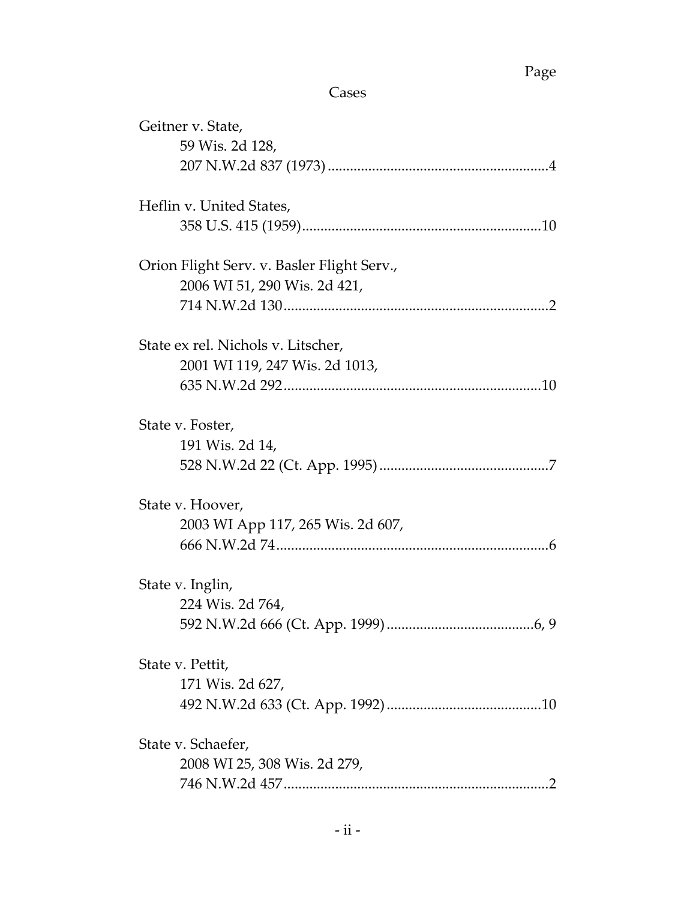Page

## Cases

Geitner v. State,
59 Wis. 2d 128,
207 N.W.2d 837 (1973) ............................................................4

Heflin v. United States,
358 U.S. 415 (1959)................................................................10

Orion Flight Serv. v. Basler Flight Serv.,
2006 WI 51, 290 Wis. 2d 421,
714 N.W.2d 130........................................................................2

State ex rel. Nichols v. Litscher,
2001 WI 119, 247 Wis. 2d 1013,
635 N.W.2d 292......................................................................10

State v. Foster,
191 Wis. 2d 14,
528 N.W.2d 22 (Ct. App. 1995) ..............................................7

State v. Hoover,
2003 WI App 117, 265 Wis. 2d 607,
666 N.W.2d 74..........................................................................6

State v. Inglin,
224 Wis. 2d 764,
592 N.W.2d 666 (Ct. App. 1999) ........................................6, 9

State v. Pettit,
171 Wis. 2d 627,
492 N.W.2d 633 (Ct. App. 1992) ..........................................10

State v. Schaefer,
2008 WI 25, 308 Wis. 2d 279,
746 N.W.2d 457........................................................................2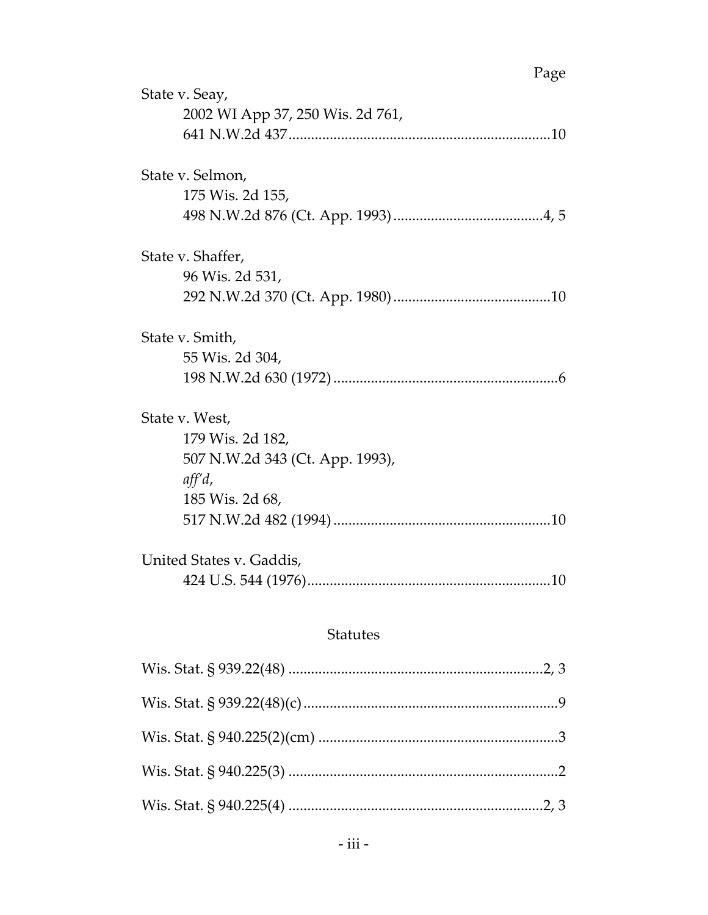Page

State v. Seay,
2002 WI App 37, 250 Wis. 2d 761,
641 N.W.2d 437 ...................................................................10

State v. Selmon,
175 Wis. 2d 155,
498 N.W.2d 876 (Ct. App. 1993) ......................................4, 5

State v. Shaffer,
96 Wis. 2d 531,
292 N.W.2d 370 (Ct. App. 1980) ........................................10

State v. Smith,
55 Wis. 2d 304,
198 N.W.2d 630 (1972) ..........................................................6

State v. West,
179 Wis. 2d 182,
507 N.W.2d 343 (Ct. App. 1993),
*aff'd*,
185 Wis. 2d 68,
517 N.W.2d 482 (1994) ........................................................10

United States v. Gaddis,
424 U.S. 544 (1976)..............................................................10

## Statutes

Wis. Stat. § 939.22(48) ..................................................................2, 3

Wis. Stat. § 939.22(48)(c) .................................................................9

Wis. Stat. § 940.225(2)(cm) ..............................................................3

Wis. Stat. § 940.225(3) ......................................................................2

Wis. Stat. § 940.225(4) ..................................................................2, 3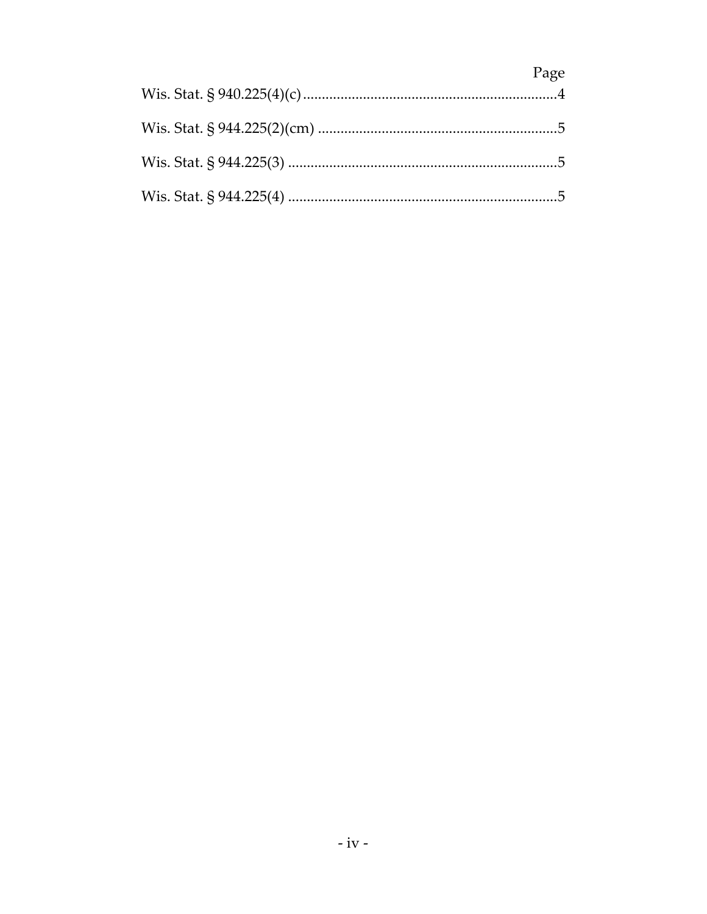Page

Wis. Stat. § 940.225(4)(c).....................................................................4

Wis. Stat. § 944.225(2)(cm) .................................................................5

Wis. Stat. § 944.225(3) .........................................................................5

Wis. Stat. § 944.225(4) .........................................................................5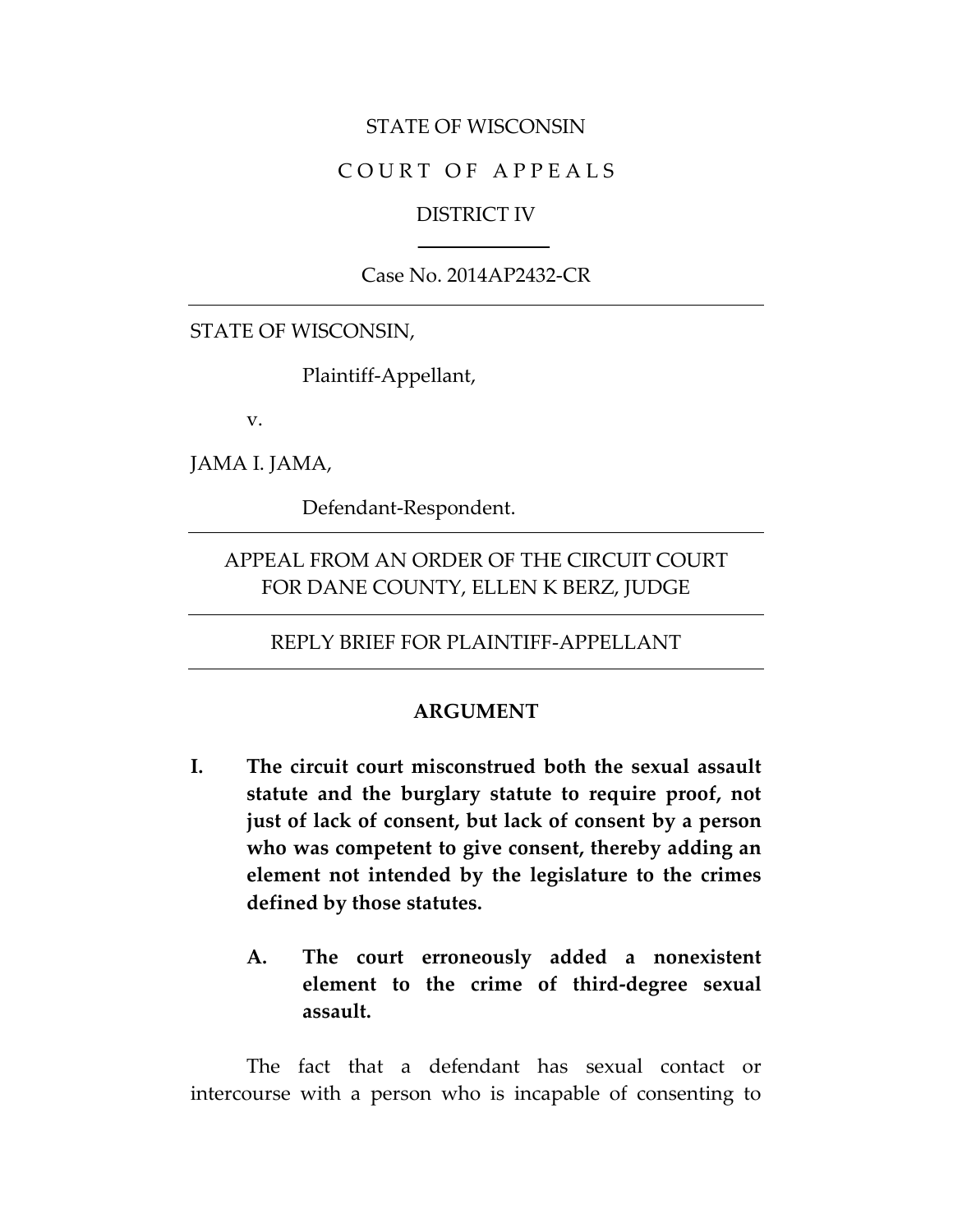STATE OF WISCONSIN

C O U R T O F A P P E A L S

DISTRICT IV

---

Case No. 2014AP2432-CR

---

STATE OF WISCONSIN,

Plaintiff-Appellant,

v.

JAMA I. JAMA,

Defendant-Respondent.

---

APPEAL FROM AN ORDER OF THE CIRCUIT COURT FOR DANE COUNTY, ELLEN K BERZ, JUDGE

---

REPLY BRIEF FOR PLAINTIFF-APPELLANT

---

**ARGUMENT**

**I. The circuit court misconstrued both the sexual assault statute and the burglary statute to require proof, not just of lack of consent, but lack of consent by a person who was competent to give consent, thereby adding an element not intended by the legislature to the crimes defined by those statutes.**

**A. The court erroneously added a nonexistent element to the crime of third-degree sexual assault.**

The fact that a defendant has sexual contact or intercourse with a person who is incapable of consenting to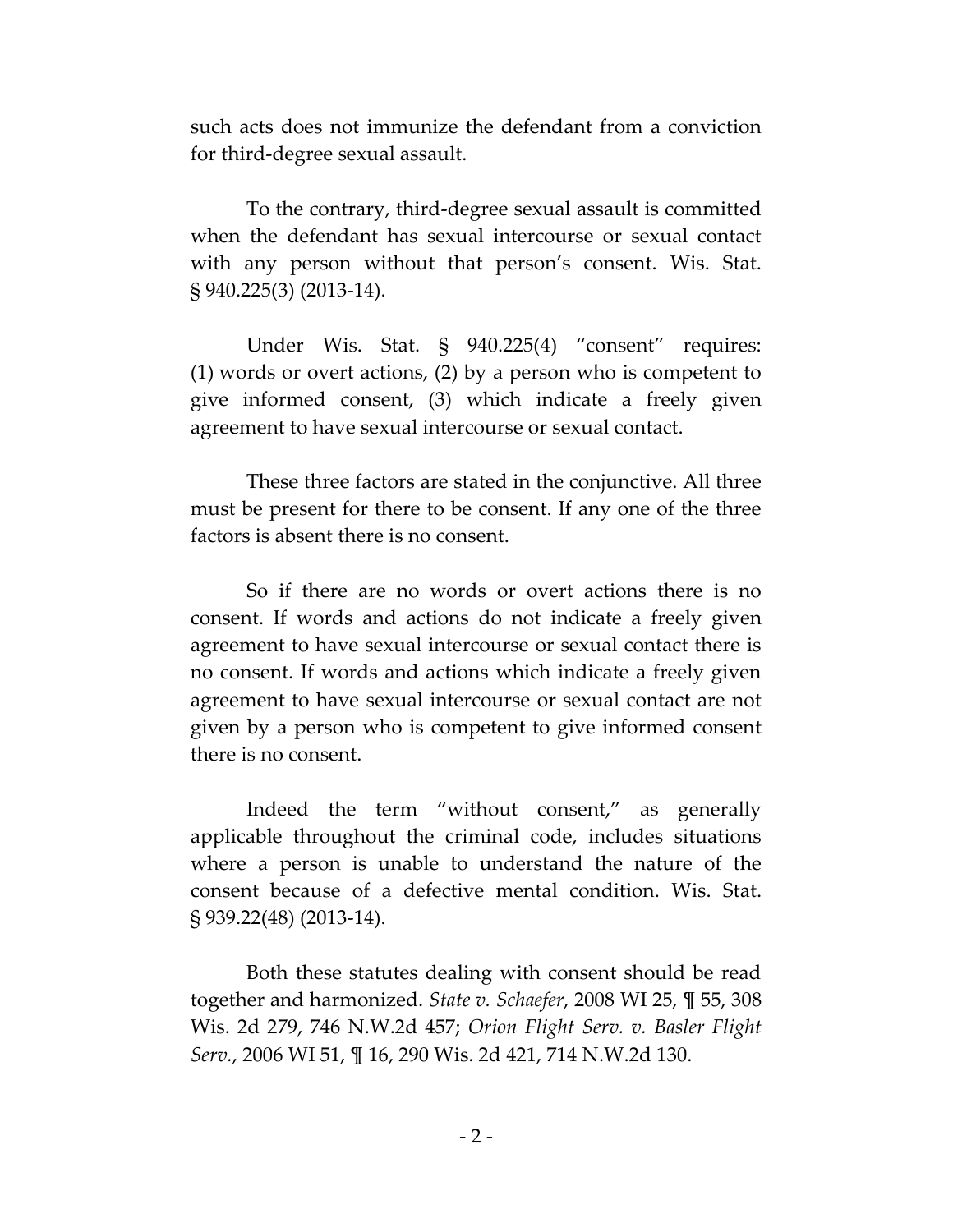such acts does not immunize the defendant from a conviction for third-degree sexual assault.

To the contrary, third-degree sexual assault is committed when the defendant has sexual intercourse or sexual contact with any person without that person's consent. Wis. Stat. § 940.225(3) (2013-14).

Under Wis. Stat. § 940.225(4) "consent" requires: (1) words or overt actions, (2) by a person who is competent to give informed consent, (3) which indicate a freely given agreement to have sexual intercourse or sexual contact.

These three factors are stated in the conjunctive. All three must be present for there to be consent. If any one of the three factors is absent there is no consent.

So if there are no words or overt actions there is no consent. If words and actions do not indicate a freely given agreement to have sexual intercourse or sexual contact there is no consent. If words and actions which indicate a freely given agreement to have sexual intercourse or sexual contact are not given by a person who is competent to give informed consent there is no consent.

Indeed the term "without consent," as generally applicable throughout the criminal code, includes situations where a person is unable to understand the nature of the consent because of a defective mental condition. Wis. Stat. § 939.22(48) (2013-14).

Both these statutes dealing with consent should be read together and harmonized. *State v. Schaefer*, 2008 WI 25, ¶ 55, 308 Wis. 2d 279, 746 N.W.2d 457; *Orion Flight Serv. v. Basler Flight Serv.*, 2006 WI 51, ¶ 16, 290 Wis. 2d 421, 714 N.W.2d 130.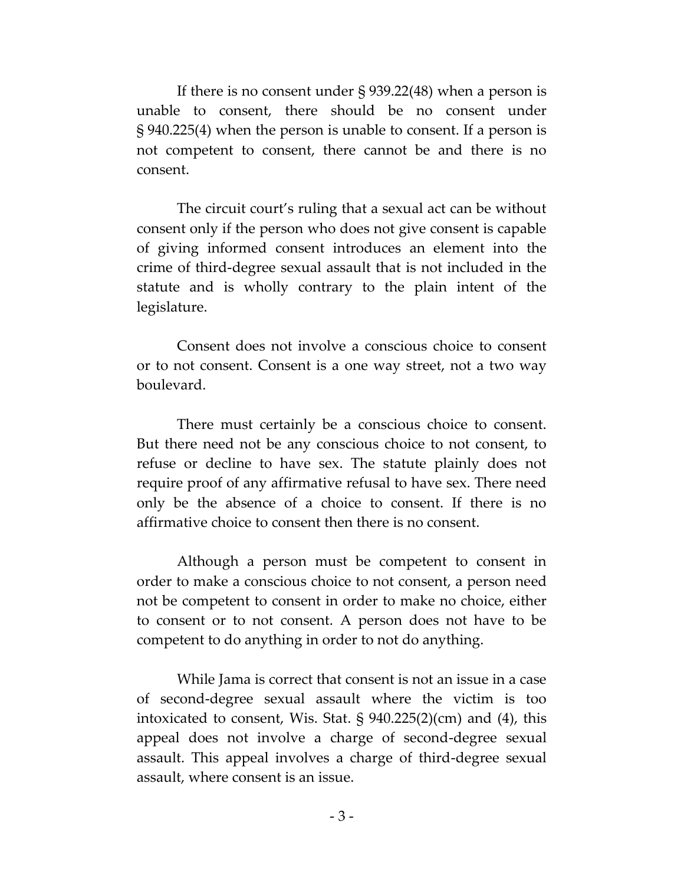If there is no consent under § 939.22(48) when a person is unable to consent, there should be no consent under § 940.225(4) when the person is unable to consent. If a person is not competent to consent, there cannot be and there is no consent.

The circuit court's ruling that a sexual act can be without consent only if the person who does not give consent is capable of giving informed consent introduces an element into the crime of third-degree sexual assault that is not included in the statute and is wholly contrary to the plain intent of the legislature.

Consent does not involve a conscious choice to consent or to not consent. Consent is a one way street, not a two way boulevard.

There must certainly be a conscious choice to consent. But there need not be any conscious choice to not consent, to refuse or decline to have sex. The statute plainly does not require proof of any affirmative refusal to have sex. There need only be the absence of a choice to consent. If there is no affirmative choice to consent then there is no consent.

Although a person must be competent to consent in order to make a conscious choice to not consent, a person need not be competent to consent in order to make no choice, either to consent or to not consent. A person does not have to be competent to do anything in order to not do anything.

While Jama is correct that consent is not an issue in a case of second-degree sexual assault where the victim is too intoxicated to consent, Wis. Stat. § 940.225(2)(cm) and (4), this appeal does not involve a charge of second-degree sexual assault. This appeal involves a charge of third-degree sexual assault, where consent is an issue.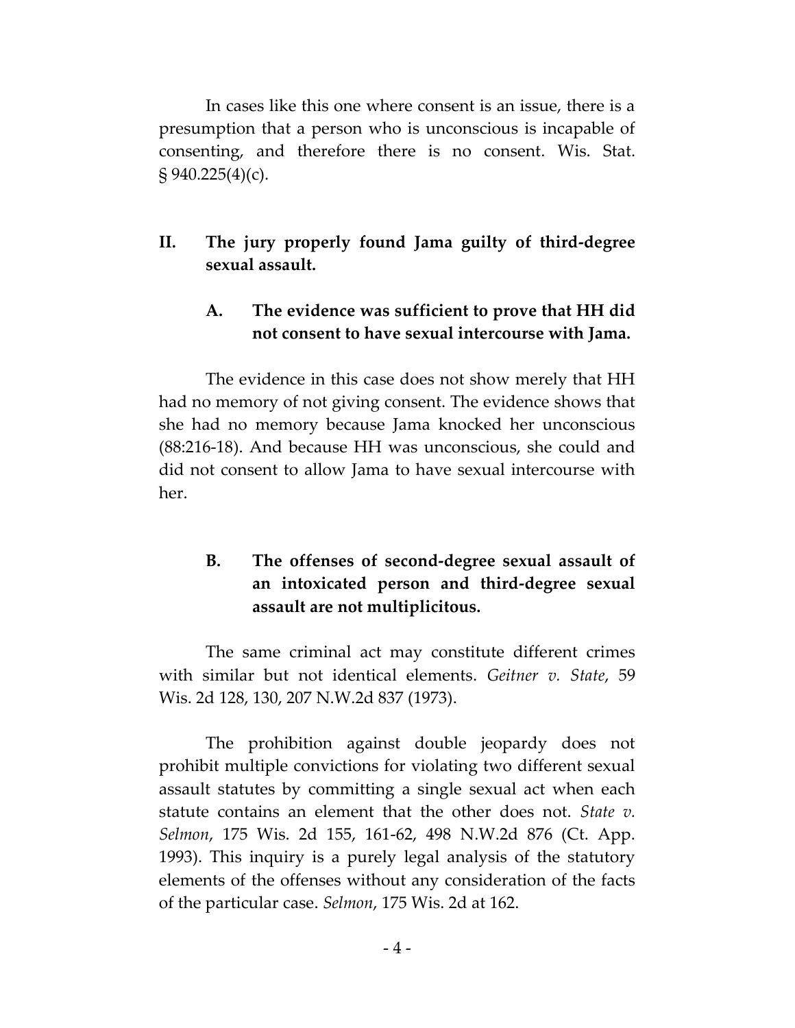In cases like this one where consent is an issue, there is a presumption that a person who is unconscious is incapable of consenting, and therefore there is no consent. Wis. Stat. § 940.225(4)(c).

## II. The jury properly found Jama guilty of third-degree sexual assault.

### A. The evidence was sufficient to prove that HH did not consent to have sexual intercourse with Jama.

The evidence in this case does not show merely that HH had no memory of not giving consent. The evidence shows that she had no memory because Jama knocked her unconscious (88:216-18). And because HH was unconscious, she could and did not consent to allow Jama to have sexual intercourse with her.

### B. The offenses of second-degree sexual assault of an intoxicated person and third-degree sexual assault are not multiplicitous.

The same criminal act may constitute different crimes with similar but not identical elements. *Geitner v. State*, 59 Wis. 2d 128, 130, 207 N.W.2d 837 (1973).

The prohibition against double jeopardy does not prohibit multiple convictions for violating two different sexual assault statutes by committing a single sexual act when each statute contains an element that the other does not. *State v. Selmon*, 175 Wis. 2d 155, 161-62, 498 N.W.2d 876 (Ct. App. 1993). This inquiry is a purely legal analysis of the statutory elements of the offenses without any consideration of the facts of the particular case. *Selmon*, 175 Wis. 2d at 162.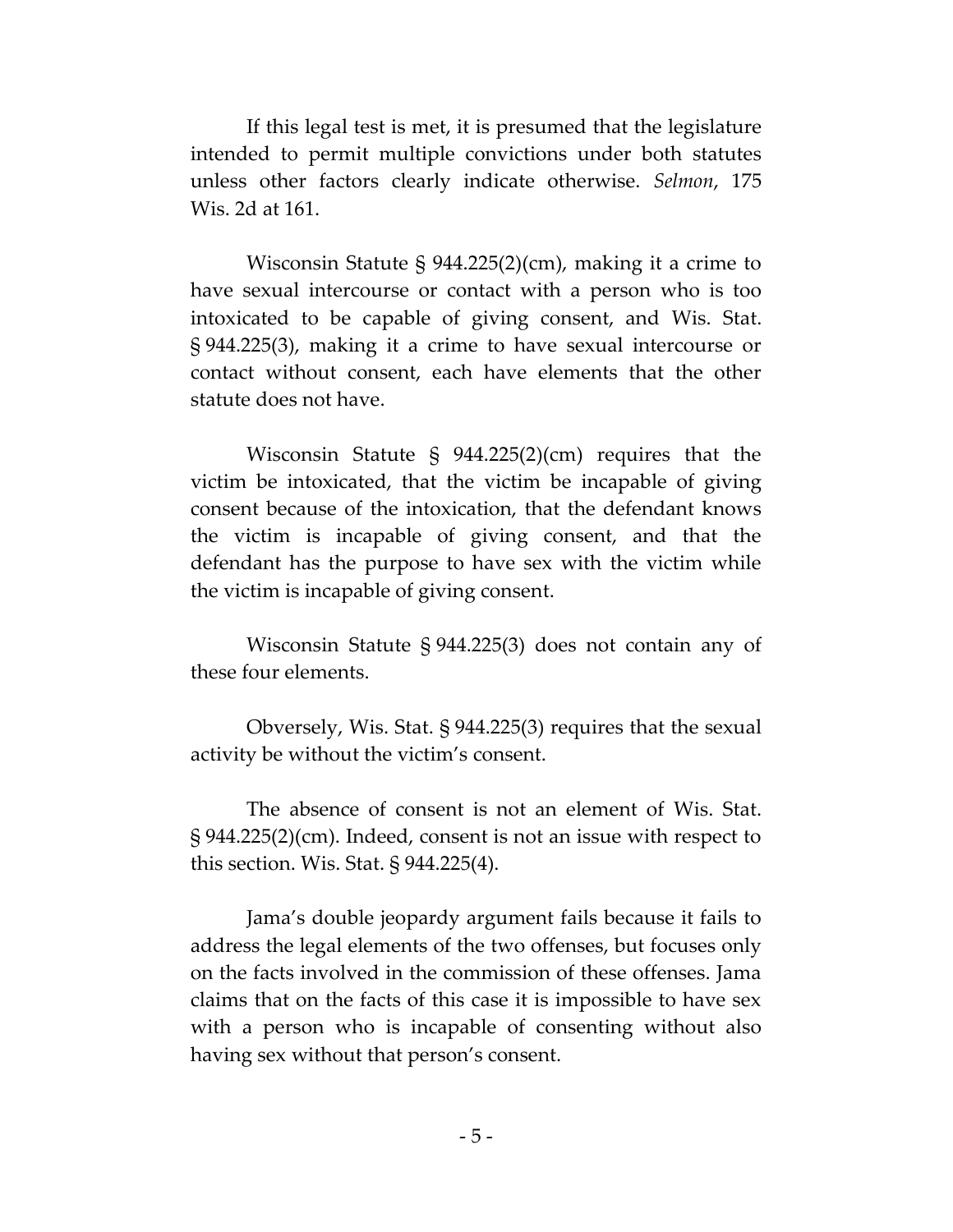If this legal test is met, it is presumed that the legislature intended to permit multiple convictions under both statutes unless other factors clearly indicate otherwise. *Selmon*, 175 Wis. 2d at 161.

Wisconsin Statute § 944.225(2)(cm), making it a crime to have sexual intercourse or contact with a person who is too intoxicated to be capable of giving consent, and Wis. Stat. § 944.225(3), making it a crime to have sexual intercourse or contact without consent, each have elements that the other statute does not have.

Wisconsin Statute § 944.225(2)(cm) requires that the victim be intoxicated, that the victim be incapable of giving consent because of the intoxication, that the defendant knows the victim is incapable of giving consent, and that the defendant has the purpose to have sex with the victim while the victim is incapable of giving consent.

Wisconsin Statute § 944.225(3) does not contain any of these four elements.

Obversely, Wis. Stat. § 944.225(3) requires that the sexual activity be without the victim's consent.

The absence of consent is not an element of Wis. Stat. § 944.225(2)(cm). Indeed, consent is not an issue with respect to this section. Wis. Stat. § 944.225(4).

Jama's double jeopardy argument fails because it fails to address the legal elements of the two offenses, but focuses only on the facts involved in the commission of these offenses. Jama claims that on the facts of this case it is impossible to have sex with a person who is incapable of consenting without also having sex without that person's consent.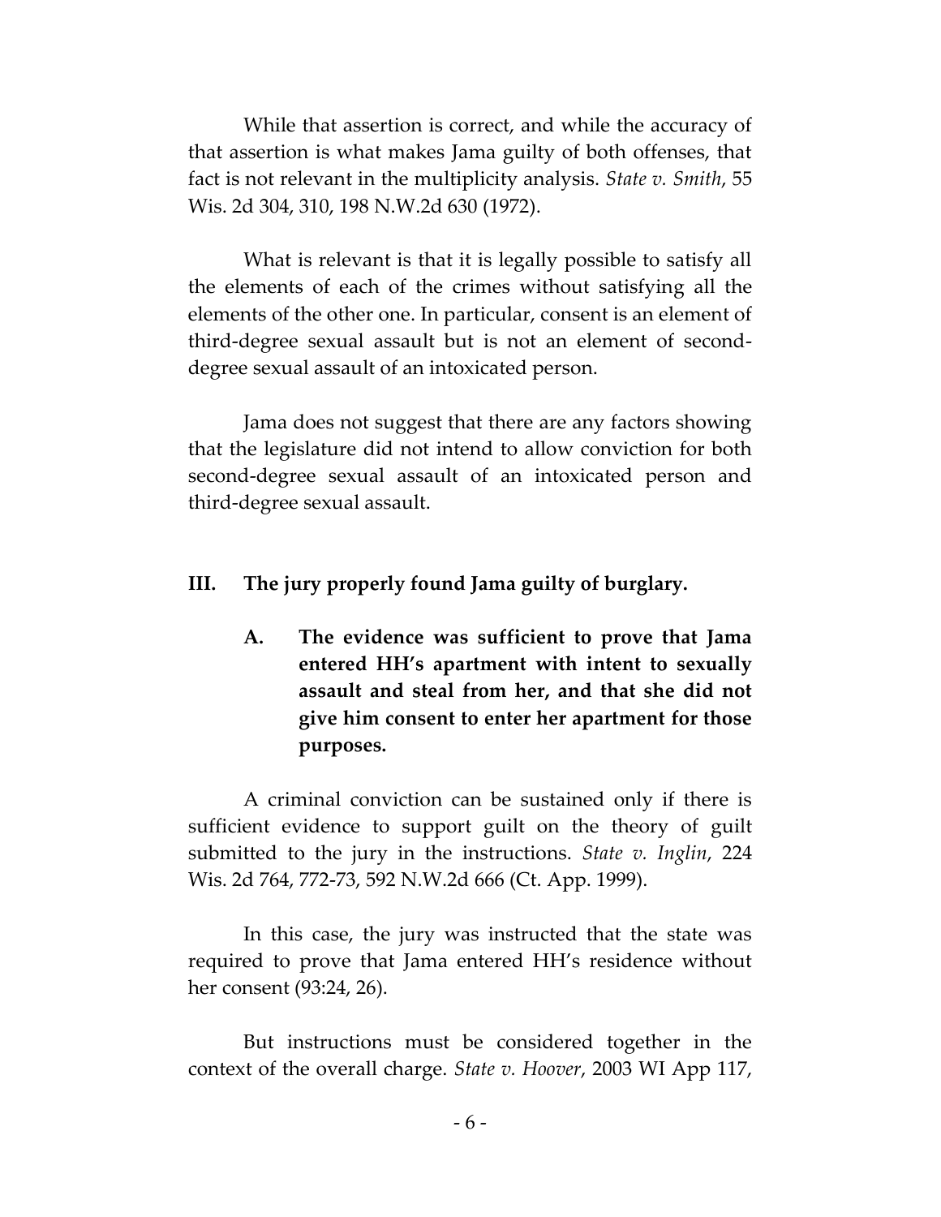While that assertion is correct, and while the accuracy of that assertion is what makes Jama guilty of both offenses, that fact is not relevant in the multiplicity analysis. *State v. Smith*, 55 Wis. 2d 304, 310, 198 N.W.2d 630 (1972).

What is relevant is that it is legally possible to satisfy all the elements of each of the crimes without satisfying all the elements of the other one. In particular, consent is an element of third-degree sexual assault but is not an element of second-degree sexual assault of an intoxicated person.

Jama does not suggest that there are any factors showing that the legislature did not intend to allow conviction for both second-degree sexual assault of an intoxicated person and third-degree sexual assault.

## III. The jury properly found Jama guilty of burglary.

### A. The evidence was sufficient to prove that Jama entered HH's apartment with intent to sexually assault and steal from her, and that she did not give him consent to enter her apartment for those purposes.

A criminal conviction can be sustained only if there is sufficient evidence to support guilt on the theory of guilt submitted to the jury in the instructions. *State v. Inglin*, 224 Wis. 2d 764, 772-73, 592 N.W.2d 666 (Ct. App. 1999).

In this case, the jury was instructed that the state was required to prove that Jama entered HH's residence without her consent (93:24, 26).

But instructions must be considered together in the context of the overall charge. *State v. Hoover*, 2003 WI App 117,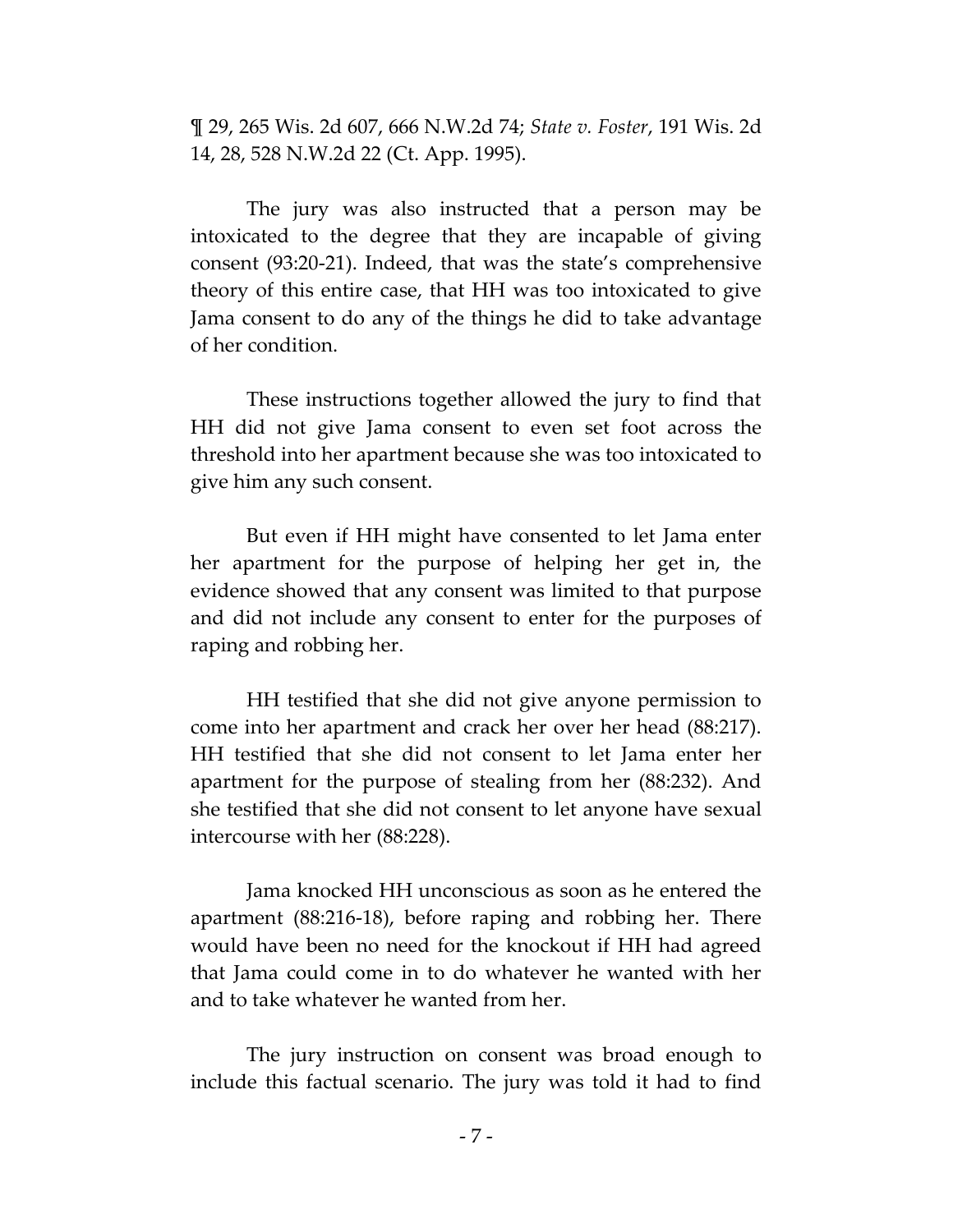¶ 29, 265 Wis. 2d 607, 666 N.W.2d 74; *State v. Foster*, 191 Wis. 2d 14, 28, 528 N.W.2d 22 (Ct. App. 1995).

The jury was also instructed that a person may be intoxicated to the degree that they are incapable of giving consent (93:20-21). Indeed, that was the state's comprehensive theory of this entire case, that HH was too intoxicated to give Jama consent to do any of the things he did to take advantage of her condition.

These instructions together allowed the jury to find that HH did not give Jama consent to even set foot across the threshold into her apartment because she was too intoxicated to give him any such consent.

But even if HH might have consented to let Jama enter her apartment for the purpose of helping her get in, the evidence showed that any consent was limited to that purpose and did not include any consent to enter for the purposes of raping and robbing her.

HH testified that she did not give anyone permission to come into her apartment and crack her over her head (88:217). HH testified that she did not consent to let Jama enter her apartment for the purpose of stealing from her (88:232). And she testified that she did not consent to let anyone have sexual intercourse with her (88:228).

Jama knocked HH unconscious as soon as he entered the apartment (88:216-18), before raping and robbing her. There would have been no need for the knockout if HH had agreed that Jama could come in to do whatever he wanted with her and to take whatever he wanted from her.

The jury instruction on consent was broad enough to include this factual scenario. The jury was told it had to find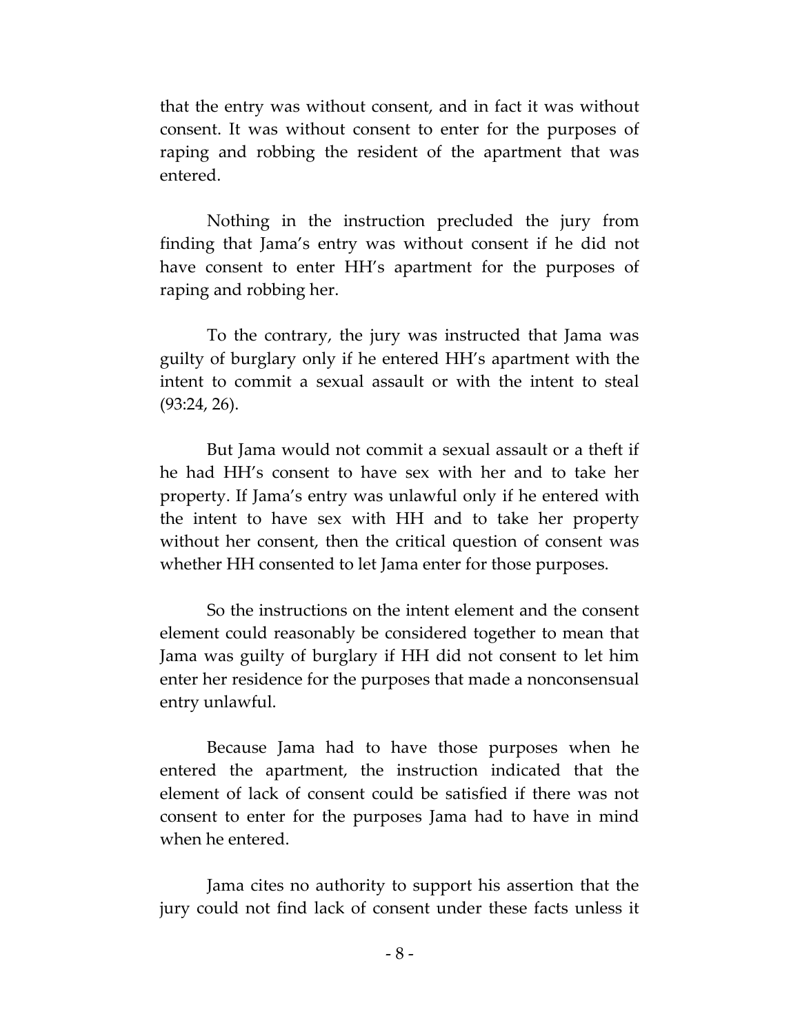that the entry was without consent, and in fact it was without consent. It was without consent to enter for the purposes of raping and robbing the resident of the apartment that was entered.

Nothing in the instruction precluded the jury from finding that Jama's entry was without consent if he did not have consent to enter HH's apartment for the purposes of raping and robbing her.

To the contrary, the jury was instructed that Jama was guilty of burglary only if he entered HH's apartment with the intent to commit a sexual assault or with the intent to steal (93:24, 26).

But Jama would not commit a sexual assault or a theft if he had HH's consent to have sex with her and to take her property. If Jama's entry was unlawful only if he entered with the intent to have sex with HH and to take her property without her consent, then the critical question of consent was whether HH consented to let Jama enter for those purposes.

So the instructions on the intent element and the consent element could reasonably be considered together to mean that Jama was guilty of burglary if HH did not consent to let him enter her residence for the purposes that made a nonconsensual entry unlawful.

Because Jama had to have those purposes when he entered the apartment, the instruction indicated that the element of lack of consent could be satisfied if there was not consent to enter for the purposes Jama had to have in mind when he entered.

Jama cites no authority to support his assertion that the jury could not find lack of consent under these facts unless it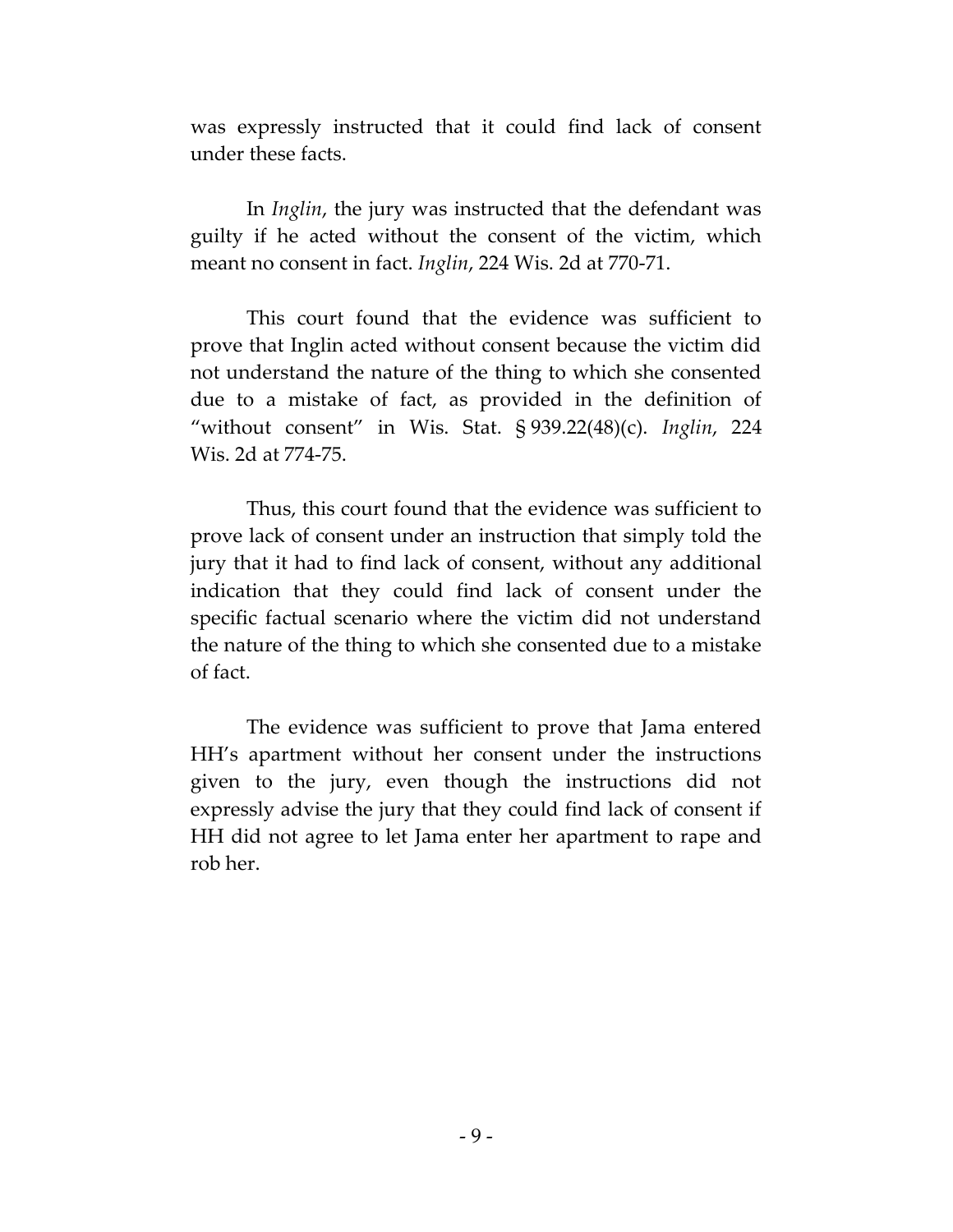was expressly instructed that it could find lack of consent under these facts.

In *Inglin*, the jury was instructed that the defendant was guilty if he acted without the consent of the victim, which meant no consent in fact. *Inglin*, 224 Wis. 2d at 770-71.

This court found that the evidence was sufficient to prove that Inglin acted without consent because the victim did not understand the nature of the thing to which she consented due to a mistake of fact, as provided in the definition of "without consent" in Wis. Stat. § 939.22(48)(c). *Inglin*, 224 Wis. 2d at 774-75.

Thus, this court found that the evidence was sufficient to prove lack of consent under an instruction that simply told the jury that it had to find lack of consent, without any additional indication that they could find lack of consent under the specific factual scenario where the victim did not understand the nature of the thing to which she consented due to a mistake of fact.

The evidence was sufficient to prove that Jama entered HH's apartment without her consent under the instructions given to the jury, even though the instructions did not expressly advise the jury that they could find lack of consent if HH did not agree to let Jama enter her apartment to rape and rob her.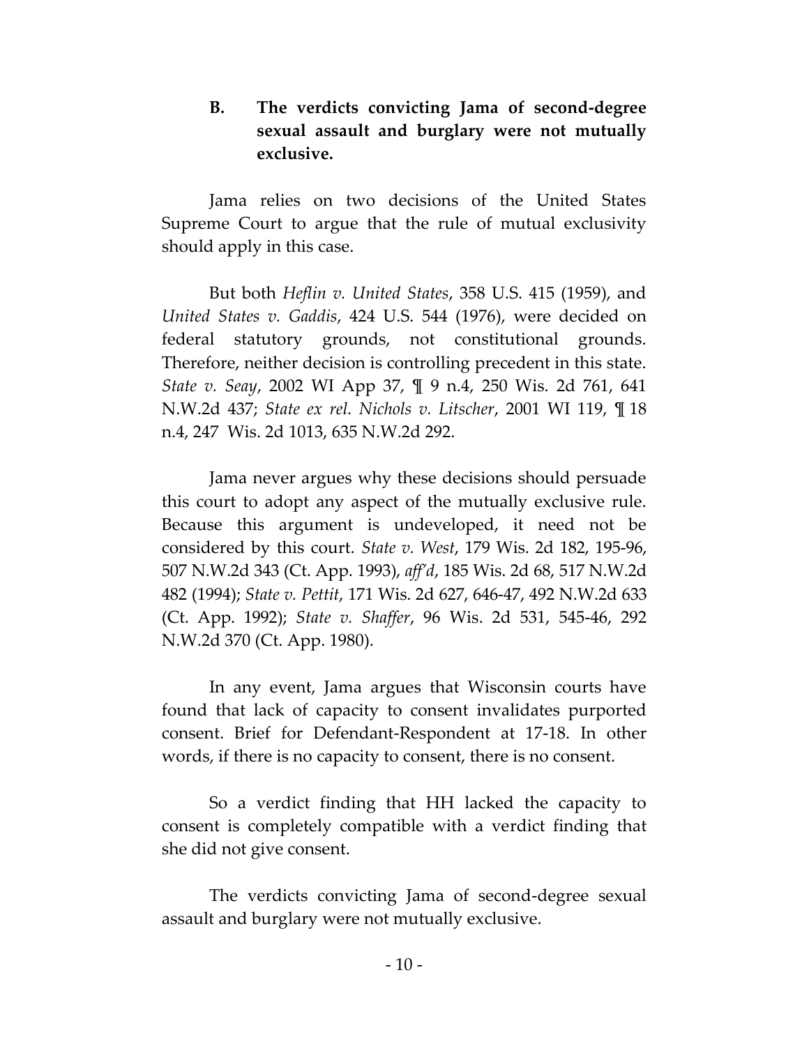### B. The verdicts convicting Jama of second-degree sexual assault and burglary were not mutually exclusive.

Jama relies on two decisions of the United States Supreme Court to argue that the rule of mutual exclusivity should apply in this case.

But both *Heflin v. United States*, 358 U.S. 415 (1959), and *United States v. Gaddis*, 424 U.S. 544 (1976), were decided on federal statutory grounds, not constitutional grounds. Therefore, neither decision is controlling precedent in this state. *State v. Seay*, 2002 WI App 37, ¶ 9 n.4, 250 Wis. 2d 761, 641 N.W.2d 437; *State ex rel. Nichols v. Litscher*, 2001 WI 119, ¶ 18 n.4, 247 Wis. 2d 1013, 635 N.W.2d 292.

Jama never argues why these decisions should persuade this court to adopt any aspect of the mutually exclusive rule. Because this argument is undeveloped, it need not be considered by this court. *State v. West*, 179 Wis. 2d 182, 195-96, 507 N.W.2d 343 (Ct. App. 1993), *aff'd*, 185 Wis. 2d 68, 517 N.W.2d 482 (1994); *State v. Pettit*, 171 Wis. 2d 627, 646-47, 492 N.W.2d 633 (Ct. App. 1992); *State v. Shaffer*, 96 Wis. 2d 531, 545-46, 292 N.W.2d 370 (Ct. App. 1980).

In any event, Jama argues that Wisconsin courts have found that lack of capacity to consent invalidates purported consent. Brief for Defendant-Respondent at 17-18. In other words, if there is no capacity to consent, there is no consent.

So a verdict finding that HH lacked the capacity to consent is completely compatible with a verdict finding that she did not give consent.

The verdicts convicting Jama of second-degree sexual assault and burglary were not mutually exclusive.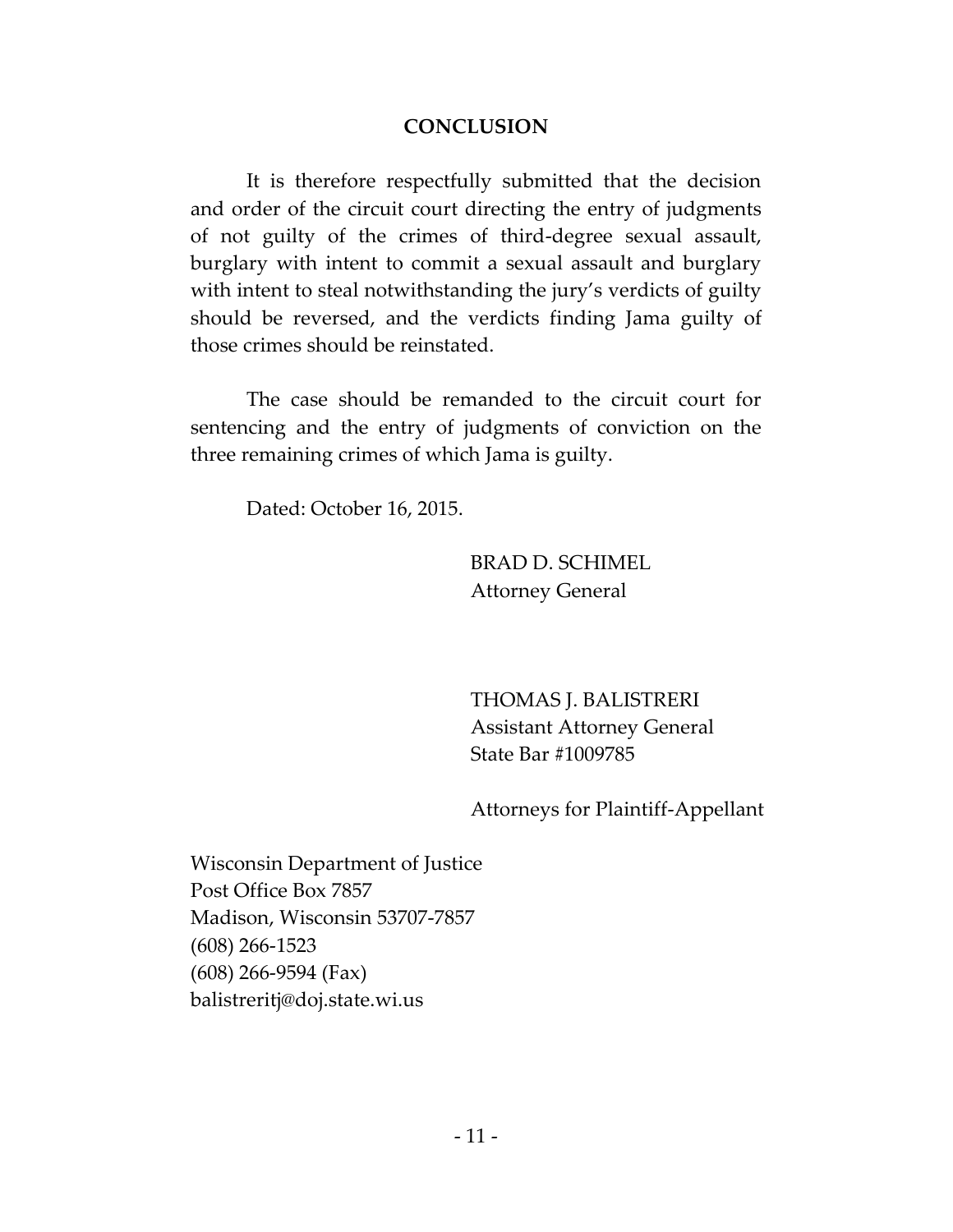## CONCLUSION

It is therefore respectfully submitted that the decision and order of the circuit court directing the entry of judgments of not guilty of the crimes of third-degree sexual assault, burglary with intent to commit a sexual assault and burglary with intent to steal notwithstanding the jury's verdicts of guilty should be reversed, and the verdicts finding Jama guilty of those crimes should be reinstated.

The case should be remanded to the circuit court for sentencing and the entry of judgments of conviction on the three remaining crimes of which Jama is guilty.

Dated: October 16, 2015.

BRAD D. SCHIMEL
Attorney General

THOMAS J. BALISTRERI
Assistant Attorney General
State Bar #1009785

Attorneys for Plaintiff-Appellant

Wisconsin Department of Justice
Post Office Box 7857
Madison, Wisconsin 53707-7857
(608) 266-1523
(608) 266-9594 (Fax)
balistreritj@doj.state.wi.us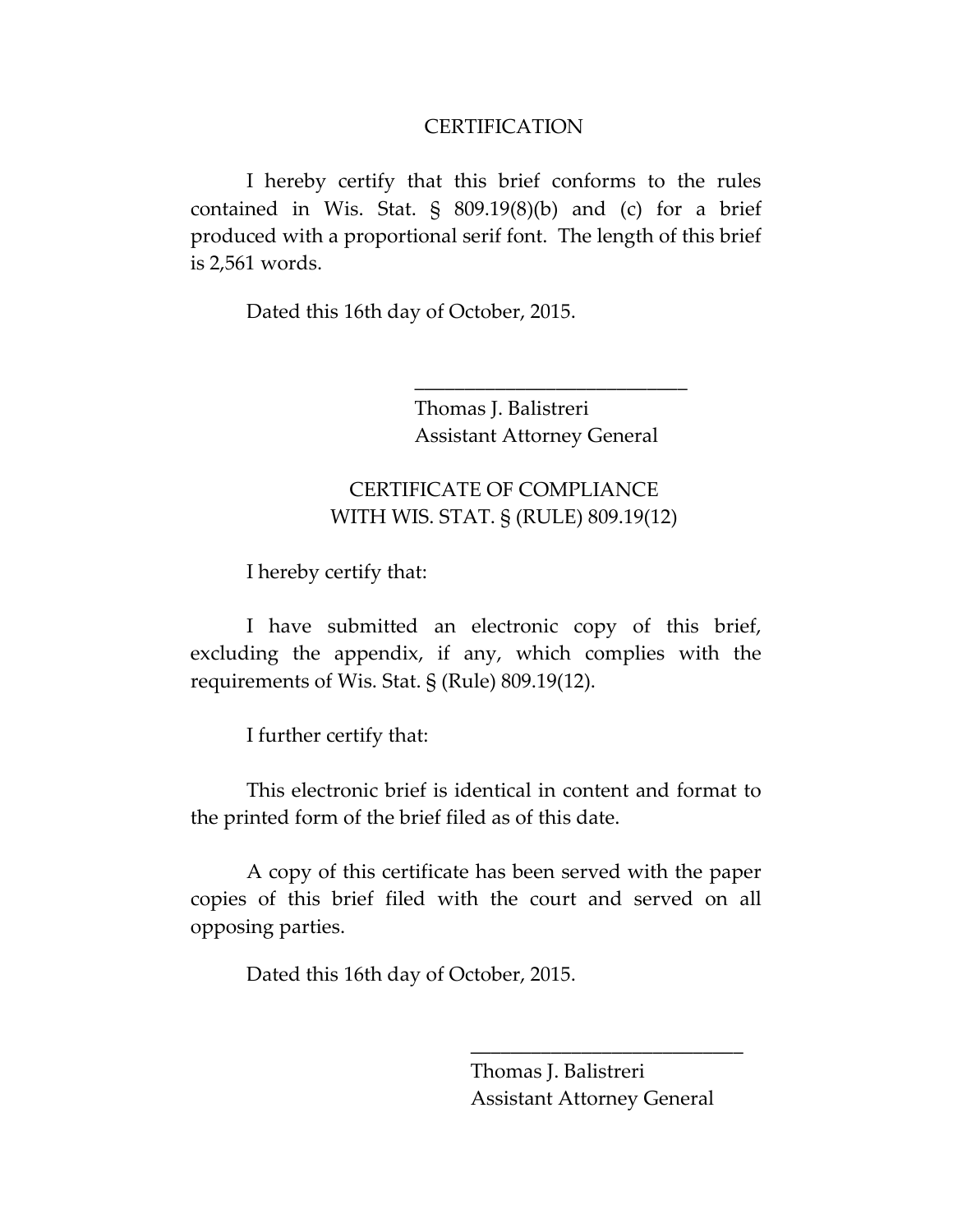## CERTIFICATION

I hereby certify that this brief conforms to the rules contained in Wis. Stat. § 809.19(8)(b) and (c) for a brief produced with a proportional serif font. The length of this brief is 2,561 words.

Dated this 16th day of October, 2015.

\_\_\_\_\_\_\_\_\_\_\_\_\_\_\_\_\_\_\_\_\_\_\_\_\_\_\_\_\_\_  
Thomas J. Balistreri  
Assistant Attorney General

## CERTIFICATE OF COMPLIANCE WITH WIS. STAT. § (RULE) 809.19(12)

I hereby certify that:

I have submitted an electronic copy of this brief, excluding the appendix, if any, which complies with the requirements of Wis. Stat. § (Rule) 809.19(12).

I further certify that:

This electronic brief is identical in content and format to the printed form of the brief filed as of this date.

A copy of this certificate has been served with the paper copies of this brief filed with the court and served on all opposing parties.

Dated this 16th day of October, 2015.

\_\_\_\_\_\_\_\_\_\_\_\_\_\_\_\_\_\_\_\_\_\_\_\_\_\_\_\_\_\_  
Thomas J. Balistreri  
Assistant Attorney General